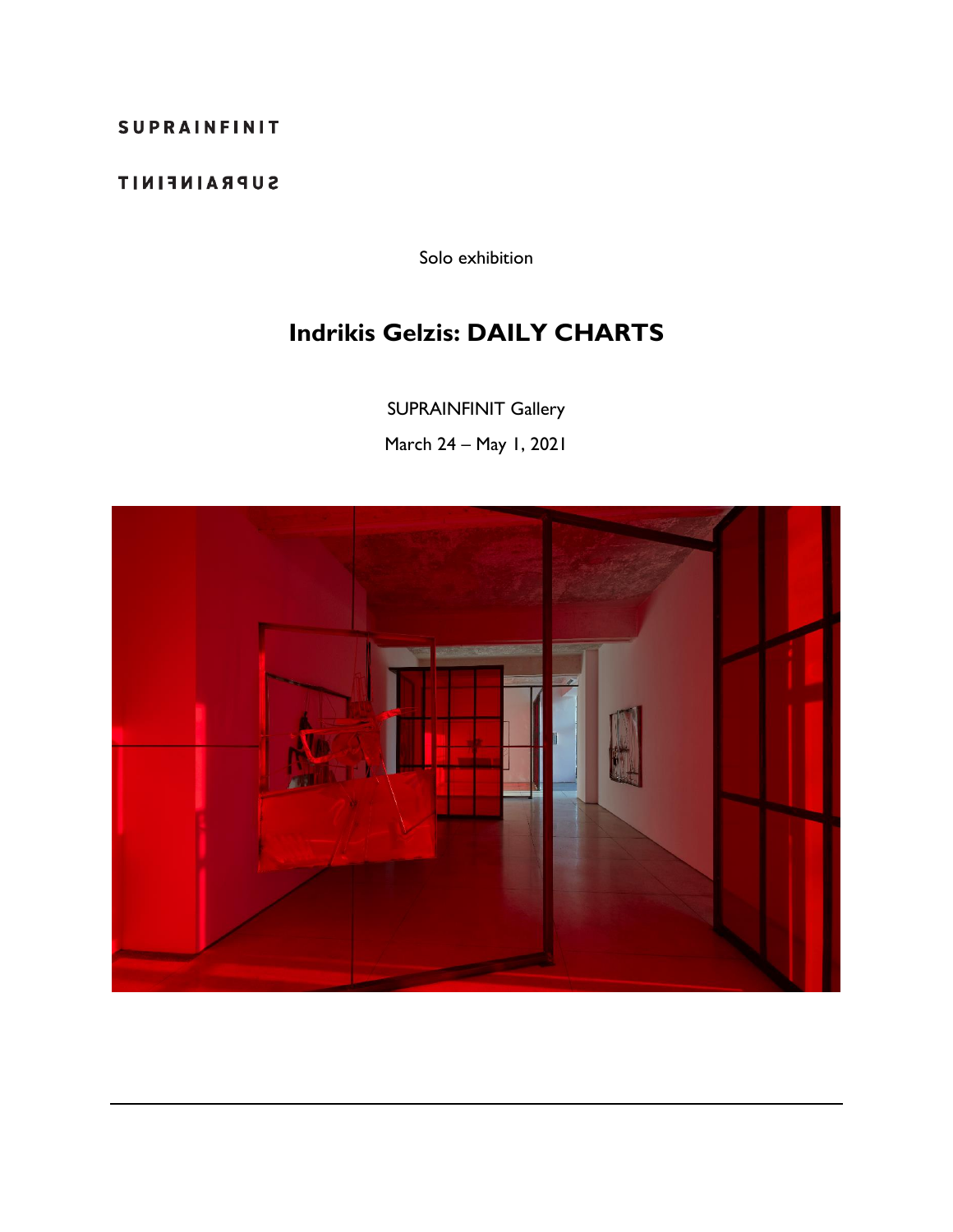SUPRAINFINIT

TINIFNIARPUS

Solo exhibition

# Indrikis Gelzis: DAILY CHARTS

SUPRAINFINIT Gallery

March 24 – May 1, 2021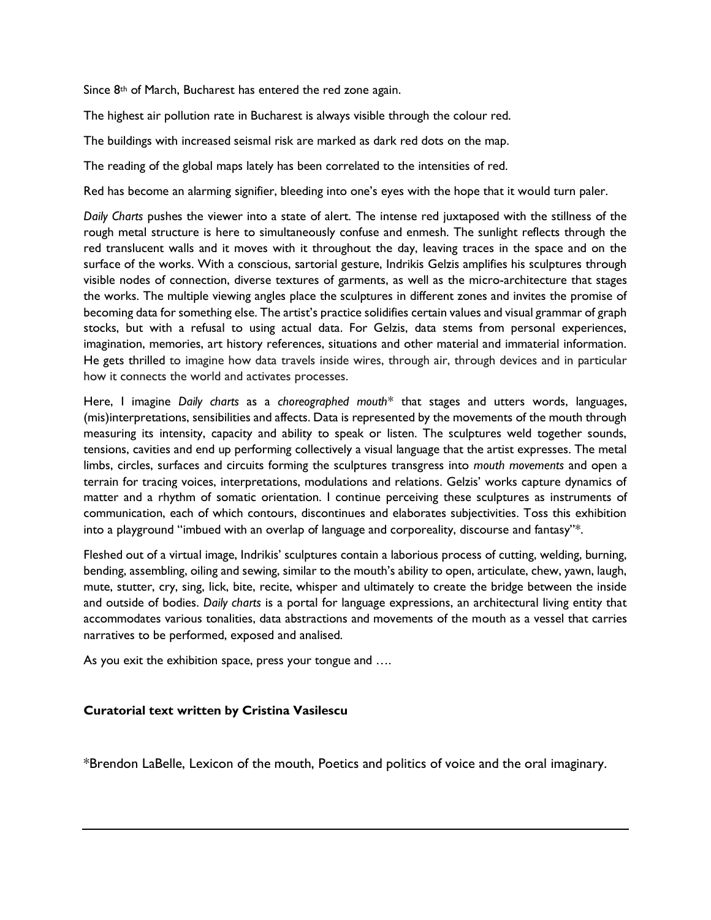Since 8th of March, Bucharest has entered the red zone again.

The highest air pollution rate in Bucharest is always visible through the colour red.

The buildings with increased seismal risk are marked as dark red dots on the map.

The reading of the global maps lately has been correlated to the intensities of red.

Red has become an alarming signifier, bleeding into one's eyes with the hope that it would turn paler.

*Daily Charts* pushes the viewer into a state of alert. The intense red juxtaposed with the stillness of the rough metal structure is here to simultaneously confuse and enmesh. The sunlight reflects through the red translucent walls and it moves with it throughout the day, leaving traces in the space and on the surface of the works. With a conscious, sartorial gesture, Indrikis Gelzis amplifies his sculptures through visible nodes of connection, diverse textures of garments, as well as the micro-architecture that stages the works. The multiple viewing angles place the sculptures in different zones and invites the promise of becoming data for something else. The artist's practice solidifies certain values and visual grammar of graph stocks, but with a refusal to using actual data. For Gelzis, data stems from personal experiences, imagination, memories, art history references, situations and other material and immaterial information. He gets thrilled to imagine how data travels inside wires, through air, through devices and in particular how it connects the world and activates processes.

Here, I imagine *Daily charts* as a *choreographed mouth*\* that stages and utters words, languages, (mis)interpretations, sensibilities and affects. Data is represented by the movements of the mouth through measuring its intensity, capacity and ability to speak or listen. The sculptures weld together sounds, tensions, cavities and end up performing collectively a visual language that the artist expresses. The metal limbs, circles, surfaces and circuits forming the sculptures transgress into *mouth movements* and open a terrain for tracing voices, interpretations, modulations and relations. Gelzis' works capture dynamics of matter and a rhythm of somatic orientation. I continue perceiving these sculptures as instruments of communication, each of which contours, discontinues and elaborates subjectivities. Toss this exhibition into a playground "imbued with an overlap of language and corporeality, discourse and fantasy"\*.

Fleshed out of a virtual image, Indrikis' sculptures contain a laborious process of cutting, welding, burning, bending, assembling, oiling and sewing, similar to the mouth's ability to open, articulate, chew, yawn, laugh, mute, stutter, cry, sing, lick, bite, recite, whisper and ultimately to create the bridge between the inside and outside of bodies. *Daily charts* is a portal for language expressions, an architectural living entity that accommodates various tonalities, data abstractions and movements of the mouth as a vessel that carries narratives to be performed, exposed and analised.

As you exit the exhibition space, press your tongue and ….

**Curatorial text written by Cristina Vasilescu**

\*Brendon LaBelle, Lexicon of the mouth, Poetics and politics of voice and the oral imaginary.